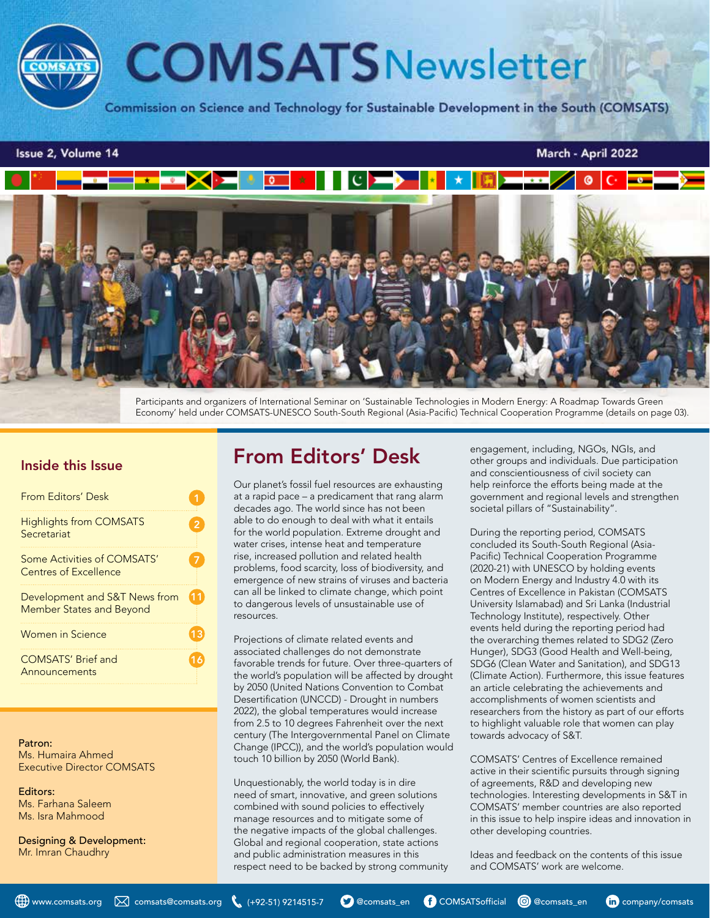# COMSATS Newsletter

Commission on Science and Technology for Sustainable Development in the South (COMSATS)

Issue 2, Volume 14 — March - April 2022

Participants and organizers of International Seminar on 'Sustainable Technologies in Modern Energy: A Roadmap Towards Green Economy' held under COMSATS-UNESCO South-South Regional (Asia-Pacific) Technical Cooperation Programme (details on page 03).

## Inside this Issue

| Section | Page |
|---|---|
| From Editors' Desk | 1 |
| Highlights from COMSATS Secretariat | 2 |
| Some Activities of COMSATS' Centres of Excellence | 7 |
| Development and S&T News from Member States and Beyond | 11 |
| Women in Science | 13 |
| COMSATS' Brief and Announcements | 16 |

**Patron:**
Ms. Humaira Ahmed
Executive Director COMSATS

**Editors:**
Ms. Farhana Saleem
Ms. Isra Mahmood

**Designing & Development:**
Mr. Imran Chaudhry

## From Editors' Desk

Our planet's fossil fuel resources are exhausting at a rapid pace – a predicament that rang alarm decades ago. The world since has not been able to do enough to deal with what it entails for the world population. Extreme drought and water crises, intense heat and temperature rise, increased pollution and related health problems, food scarcity, loss of biodiversity, and emergence of new strains of viruses and bacteria can all be linked to climate change, which point to dangerous levels of unsustainable use of resources.

Projections of climate related events and associated challenges do not demonstrate favorable trends for future. Over three-quarters of the world's population will be affected by drought by 2050 (United Nations Convention to Combat Desertification (UNCCD) - Drought in numbers 2022), the global temperatures would increase from 2.5 to 10 degrees Fahrenheit over the next century (The Intergovernmental Panel on Climate Change (IPCC)), and the world's population would touch 10 billion by 2050 (World Bank).

Unquestionably, the world today is in dire need of smart, innovative, and green solutions combined with sound policies to effectively manage resources and to mitigate some of the negative impacts of the global challenges. Global and regional cooperation, state actions and public administration measures in this respect need to be backed by strong community engagement, including, NGOs, NGIs, and other groups and individuals. Due participation and conscientiousness of civil society can help reinforce the efforts being made at the government and regional levels and strengthen societal pillars of "Sustainability".

During the reporting period, COMSATS concluded its South-South Regional (Asia-Pacific) Technical Cooperation Programme (2020-21) with UNESCO by holding events on Modern Energy and Industry 4.0 with its Centres of Excellence in Pakistan (COMSATS University Islamabad) and Sri Lanka (Industrial Technology Institute), respectively. Other events held during the reporting period had the overarching themes related to SDG2 (Zero Hunger), SDG3 (Good Health and Well-being, SDG6 (Clean Water and Sanitation), and SDG13 (Climate Action). Furthermore, this issue features an article celebrating the achievements and accomplishments of women scientists and researchers from the history as part of our efforts to highlight valuable role that women can play towards advocacy of S&T.

COMSATS' Centres of Excellence remained active in their scientific pursuits through signing of agreements, R&D and developing new technologies. Interesting developments in S&T in COMSATS' member countries are also reported in this issue to help inspire ideas and innovation in other developing countries.

Ideas and feedback on the contents of this issue and COMSATS' work are welcome.

www.comsats.org | comsats@comsats.org | (+92-51) 9214515-7 | @comsats_en | COMSATSofficial | @comsats_en | company/comsats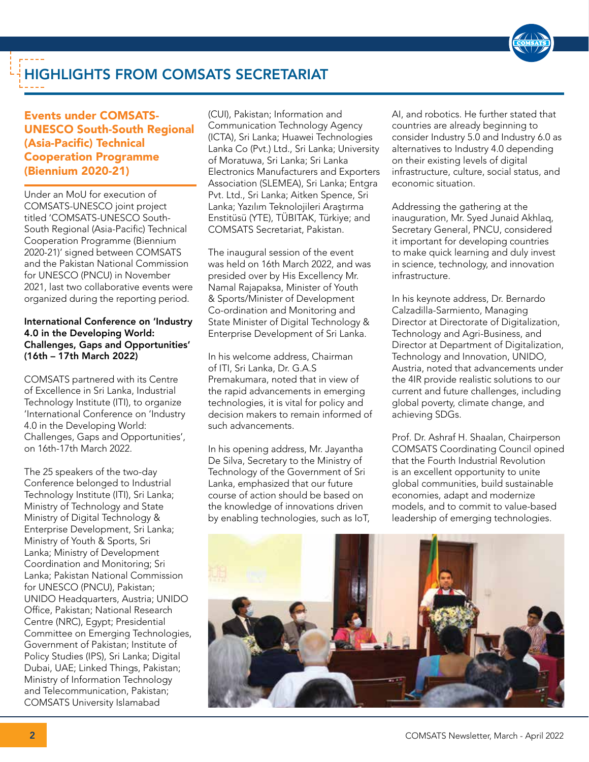# HIGHLIGHTS FROM COMSATS SECRETARIAT

## Events under COMSATS-UNESCO South-South Regional (Asia-Pacific) Technical Cooperation Programme (Biennium 2020-21)

Under an MoU for execution of COMSATS-UNESCO joint project titled 'COMSATS-UNESCO South-South Regional (Asia-Pacific) Technical Cooperation Programme (Biennium 2020-21)' signed between COMSATS and the Pakistan National Commission for UNESCO (PNCU) in November 2021, last two collaborative events were organized during the reporting period.

**International Conference on 'Industry 4.0 in the Developing World: Challenges, Gaps and Opportunities' (16th – 17th March 2022)**

COMSATS partnered with its Centre of Excellence in Sri Lanka, Industrial Technology Institute (ITI), to organize 'International Conference on 'Industry 4.0 in the Developing World: Challenges, Gaps and Opportunities', on 16th-17th March 2022.

The 25 speakers of the two-day Conference belonged to Industrial Technology Institute (ITI), Sri Lanka; Ministry of Technology and State Ministry of Digital Technology & Enterprise Development, Sri Lanka; Ministry of Youth & Sports, Sri Lanka; Ministry of Development Coordination and Monitoring; Sri Lanka; Pakistan National Commission for UNESCO (PNCU), Pakistan; UNIDO Headquarters, Austria; UNIDO Office, Pakistan; National Research Centre (NRC), Egypt; Presidential Committee on Emerging Technologies, Government of Pakistan; Institute of Policy Studies (IPS), Sri Lanka; Digital Dubai, UAE; Linked Things, Pakistan; Ministry of Information Technology and Telecommunication, Pakistan; COMSATS University Islamabad (CUI), Pakistan; Information and Communication Technology Agency (ICTA), Sri Lanka; Huawei Technologies Lanka Co (Pvt.) Ltd., Sri Lanka; University of Moratuwa, Sri Lanka; Sri Lanka Electronics Manufacturers and Exporters Association (SLEMEA), Sri Lanka; Entgra Pvt. Ltd., Sri Lanka; Aitken Spence, Sri Lanka; Yazılım Teknolojileri Araştırma Enstitüsü (YTE), TÜBITAK, Türkiye; and COMSATS Secretariat, Pakistan.

The inaugural session of the event was held on 16th March 2022, and was presided over by His Excellency Mr. Namal Rajapaksa, Minister of Youth & Sports/Minister of Development Co-ordination and Monitoring and State Minister of Digital Technology & Enterprise Development of Sri Lanka.

In his welcome address, Chairman of ITI, Sri Lanka, Dr. G.A.S Premakumara, noted that in view of the rapid advancements in emerging technologies, it is vital for policy and decision makers to remain informed of such advancements.

In his opening address, Mr. Jayantha De Silva, Secretary to the Ministry of Technology of the Government of Sri Lanka, emphasized that our future course of action should be based on the knowledge of innovations driven by enabling technologies, such as IoT, AI, and robotics. He further stated that countries are already beginning to consider Industry 5.0 and Industry 6.0 as alternatives to Industry 4.0 depending on their existing levels of digital infrastructure, culture, social status, and economic situation.

Addressing the gathering at the inauguration, Mr. Syed Junaid Akhlaq, Secretary General, PNCU, considered it important for developing countries to make quick learning and duly invest in science, technology, and innovation infrastructure.

In his keynote address, Dr. Bernardo Calzadilla-Sarmiento, Managing Director at Directorate of Digitalization, Technology and Agri-Business, and Director at Department of Digitalization, Technology and Innovation, UNIDO, Austria, noted that advancements under the 4IR provide realistic solutions to our current and future challenges, including global poverty, climate change, and achieving SDGs.

Prof. Dr. Ashraf H. Shaalan, Chairperson COMSATS Coordinating Council opined that the Fourth Industrial Revolution is an excellent opportunity to unite global communities, build sustainable economies, adapt and modernize models, and to commit to value-based leadership of emerging technologies.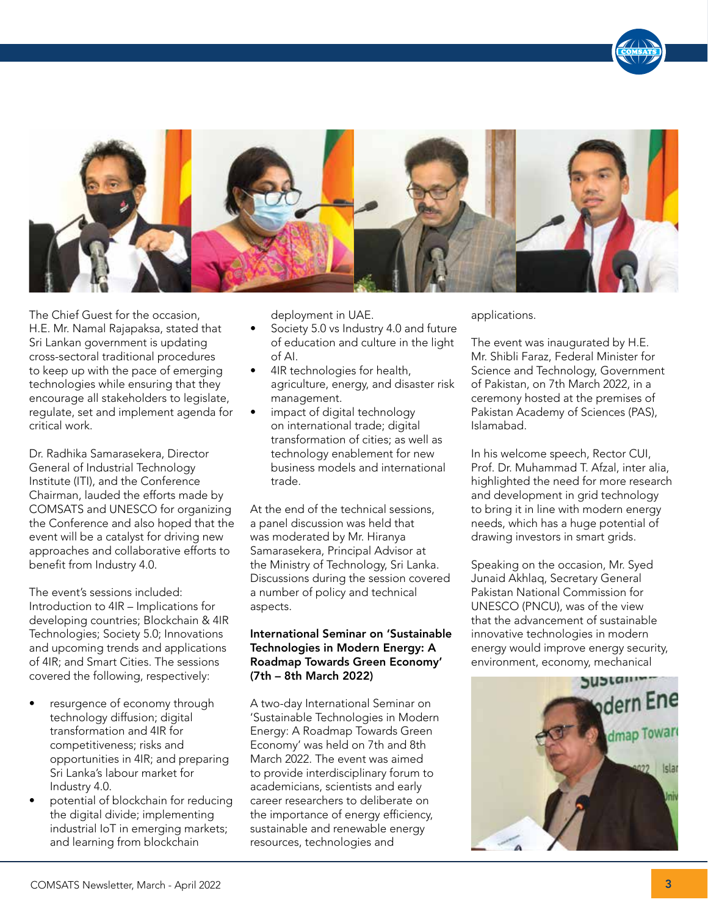The Chief Guest for the occasion, H.E. Mr. Namal Rajapaksa, stated that Sri Lankan government is updating cross-sectoral traditional procedures to keep up with the pace of emerging technologies while ensuring that they encourage all stakeholders to legislate, regulate, set and implement agenda for critical work.

Dr. Radhika Samarasekera, Director General of Industrial Technology Institute (ITI), and the Conference Chairman, lauded the efforts made by COMSATS and UNESCO for organizing the Conference and also hoped that the event will be a catalyst for driving new approaches and collaborative efforts to benefit from Industry 4.0.

The event's sessions included: Introduction to 4IR – Implications for developing countries; Blockchain & 4IR Technologies; Society 5.0; Innovations and upcoming trends and applications of 4IR; and Smart Cities. The sessions covered the following, respectively:

- resurgence of economy through technology diffusion; digital transformation and 4IR for competitiveness; risks and opportunities in 4IR; and preparing Sri Lanka's labour market for Industry 4.0.
- potential of blockchain for reducing the digital divide; implementing industrial IoT in emerging markets; and learning from blockchain deployment in UAE.
- Society 5.0 vs Industry 4.0 and future of education and culture in the light of AI.
- 4IR technologies for health, agriculture, energy, and disaster risk management.
- impact of digital technology on international trade; digital transformation of cities; as well as technology enablement for new business models and international trade.

At the end of the technical sessions, a panel discussion was held that was moderated by Mr. Hiranya Samarasekera, Principal Advisor at the Ministry of Technology, Sri Lanka. Discussions during the session covered a number of policy and technical aspects.

### International Seminar on 'Sustainable Technologies in Modern Energy: A Roadmap Towards Green Economy' (7th – 8th March 2022)

A two-day International Seminar on 'Sustainable Technologies in Modern Energy: A Roadmap Towards Green Economy' was held on 7th and 8th March 2022. The event was aimed to provide interdisciplinary forum to academicians, scientists and early career researchers to deliberate on the importance of energy efficiency, sustainable and renewable energy resources, technologies and applications.

The event was inaugurated by H.E. Mr. Shibli Faraz, Federal Minister for Science and Technology, Government of Pakistan, on 7th March 2022, in a ceremony hosted at the premises of Pakistan Academy of Sciences (PAS), Islamabad.

In his welcome speech, Rector CUI, Prof. Dr. Muhammad T. Afzal, inter alia, highlighted the need for more research and development in grid technology to bring it in line with modern energy needs, which has a huge potential of drawing investors in smart grids.

Speaking on the occasion, Mr. Syed Junaid Akhlaq, Secretary General Pakistan National Commission for UNESCO (PNCU), was of the view that the advancement of sustainable innovative technologies in modern energy would improve energy security, environment, economy, mechanical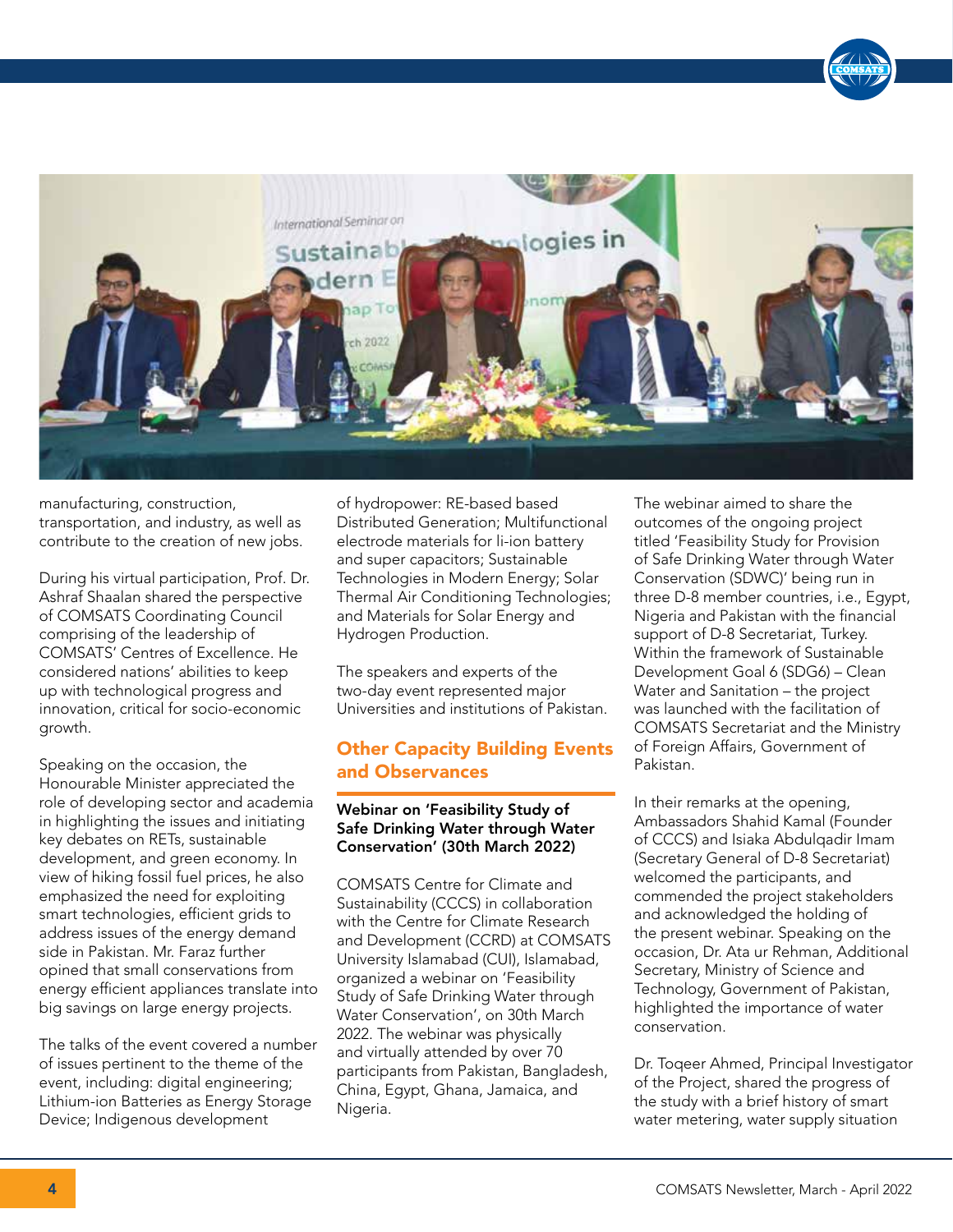manufacturing, construction, transportation, and industry, as well as contribute to the creation of new jobs.

During his virtual participation, Prof. Dr. Ashraf Shaalan shared the perspective of COMSATS Coordinating Council comprising of the leadership of COMSATS' Centres of Excellence. He considered nations' abilities to keep up with technological progress and innovation, critical for socio-economic growth.

Speaking on the occasion, the Honourable Minister appreciated the role of developing sector and academia in highlighting the issues and initiating key debates on RETs, sustainable development, and green economy. In view of hiking fossil fuel prices, he also emphasized the need for exploiting smart technologies, efficient grids to address issues of the energy demand side in Pakistan. Mr. Faraz further opined that small conservations from energy efficient appliances translate into big savings on large energy projects.

The talks of the event covered a number of issues pertinent to the theme of the event, including: digital engineering; Lithium-ion Batteries as Energy Storage Device; Indigenous development of hydropower: RE-based based Distributed Generation; Multifunctional electrode materials for li-ion battery and super capacitors; Sustainable Technologies in Modern Energy; Solar Thermal Air Conditioning Technologies; and Materials for Solar Energy and Hydrogen Production.

The speakers and experts of the two-day event represented major Universities and institutions of Pakistan.

## Other Capacity Building Events and Observances

### Webinar on 'Feasibility Study of Safe Drinking Water through Water Conservation' (30th March 2022)

COMSATS Centre for Climate and Sustainability (CCCS) in collaboration with the Centre for Climate Research and Development (CCRD) at COMSATS University Islamabad (CUI), Islamabad, organized a webinar on 'Feasibility Study of Safe Drinking Water through Water Conservation', on 30th March 2022. The webinar was physically and virtually attended by over 70 participants from Pakistan, Bangladesh, China, Egypt, Ghana, Jamaica, and Nigeria.

The webinar aimed to share the outcomes of the ongoing project titled 'Feasibility Study for Provision of Safe Drinking Water through Water Conservation (SDWC)' being run in three D-8 member countries, i.e., Egypt, Nigeria and Pakistan with the financial support of D-8 Secretariat, Turkey. Within the framework of Sustainable Development Goal 6 (SDG6) – Clean Water and Sanitation – the project was launched with the facilitation of COMSATS Secretariat and the Ministry of Foreign Affairs, Government of Pakistan.

In their remarks at the opening, Ambassadors Shahid Kamal (Founder of CCCS) and Isiaka Abdulqadir Imam (Secretary General of D-8 Secretariat) welcomed the participants, and commended the project stakeholders and acknowledged the holding of the present webinar. Speaking on the occasion, Dr. Ata ur Rehman, Additional Secretary, Ministry of Science and Technology, Government of Pakistan, highlighted the importance of water conservation.

Dr. Toqeer Ahmed, Principal Investigator of the Project, shared the progress of the study with a brief history of smart water metering, water supply situation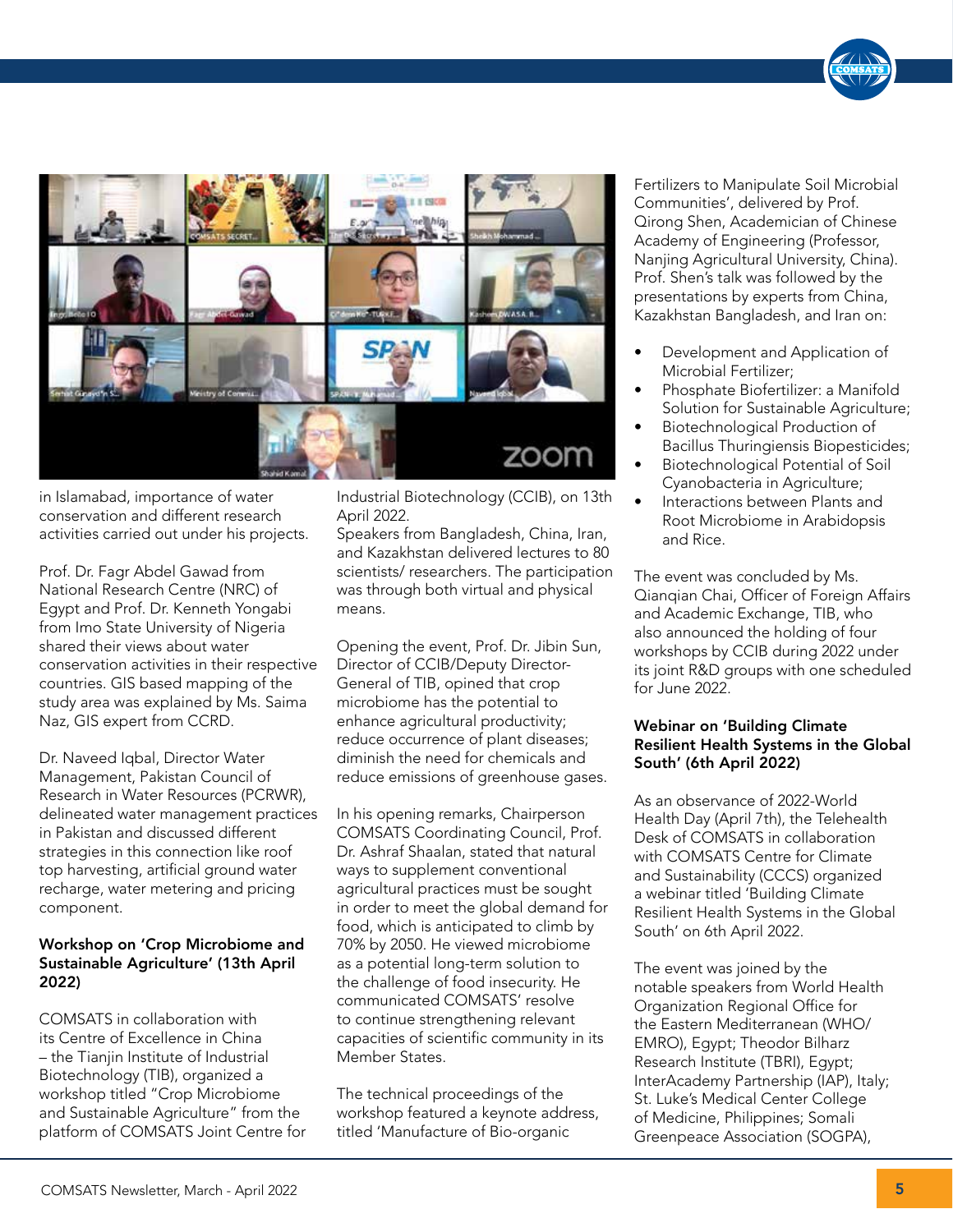in Islamabad, importance of water conservation and different research activities carried out under his projects.

Prof. Dr. Fagr Abdel Gawad from National Research Centre (NRC) of Egypt and Prof. Dr. Kenneth Yongabi from Imo State University of Nigeria shared their views about water conservation activities in their respective countries. GIS based mapping of the study area was explained by Ms. Saima Naz, GIS expert from CCRD.

Dr. Naveed Iqbal, Director Water Management, Pakistan Council of Research in Water Resources (PCRWR), delineated water management practices in Pakistan and discussed different strategies in this connection like roof top harvesting, artificial ground water recharge, water metering and pricing component.

**Workshop on 'Crop Microbiome and Sustainable Agriculture' (13th April 2022)**

COMSATS in collaboration with its Centre of Excellence in China – the Tianjin Institute of Industrial Biotechnology (TIB), organized a workshop titled "Crop Microbiome and Sustainable Agriculture" from the platform of COMSATS Joint Centre for Industrial Biotechnology (CCIB), on 13th April 2022.
Speakers from Bangladesh, China, Iran, and Kazakhstan delivered lectures to 80 scientists/ researchers. The participation was through both virtual and physical means.

Opening the event, Prof. Dr. Jibin Sun, Director of CCIB/Deputy Director-General of TIB, opined that crop microbiome has the potential to enhance agricultural productivity; reduce occurrence of plant diseases; diminish the need for chemicals and reduce emissions of greenhouse gases.

In his opening remarks, Chairperson COMSATS Coordinating Council, Prof. Dr. Ashraf Shaalan, stated that natural ways to supplement conventional agricultural practices must be sought in order to meet the global demand for food, which is anticipated to climb by 70% by 2050. He viewed microbiome as a potential long-term solution to the challenge of food insecurity. He communicated COMSATS' resolve to continue strengthening relevant capacities of scientific community in its Member States.

The technical proceedings of the workshop featured a keynote address, titled 'Manufacture of Bio-organic Fertilizers to Manipulate Soil Microbial Communities', delivered by Prof. Qirong Shen, Academician of Chinese Academy of Engineering (Professor, Nanjing Agricultural University, China). Prof. Shen's talk was followed by the presentations by experts from China, Kazakhstan Bangladesh, and Iran on:

- Development and Application of Microbial Fertilizer;
- Phosphate Biofertilizer: a Manifold Solution for Sustainable Agriculture;
- Biotechnological Production of Bacillus Thuringiensis Biopesticides;
- Biotechnological Potential of Soil Cyanobacteria in Agriculture;
- Interactions between Plants and Root Microbiome in Arabidopsis and Rice.

The event was concluded by Ms. Qianqian Chai, Officer of Foreign Affairs and Academic Exchange, TIB, who also announced the holding of four workshops by CCIB during 2022 under its joint R&D groups with one scheduled for June 2022.

**Webinar on 'Building Climate Resilient Health Systems in the Global South' (6th April 2022)**

As an observance of 2022-World Health Day (April 7th), the Telehealth Desk of COMSATS in collaboration with COMSATS Centre for Climate and Sustainability (CCCS) organized a webinar titled 'Building Climate Resilient Health Systems in the Global South' on 6th April 2022.

The event was joined by the notable speakers from World Health Organization Regional Office for the Eastern Mediterranean (WHO/EMRO), Egypt; Theodor Bilharz Research Institute (TBRI), Egypt; InterAcademy Partnership (IAP), Italy; St. Luke's Medical Center College of Medicine, Philippines; Somali Greenpeace Association (SOGPA),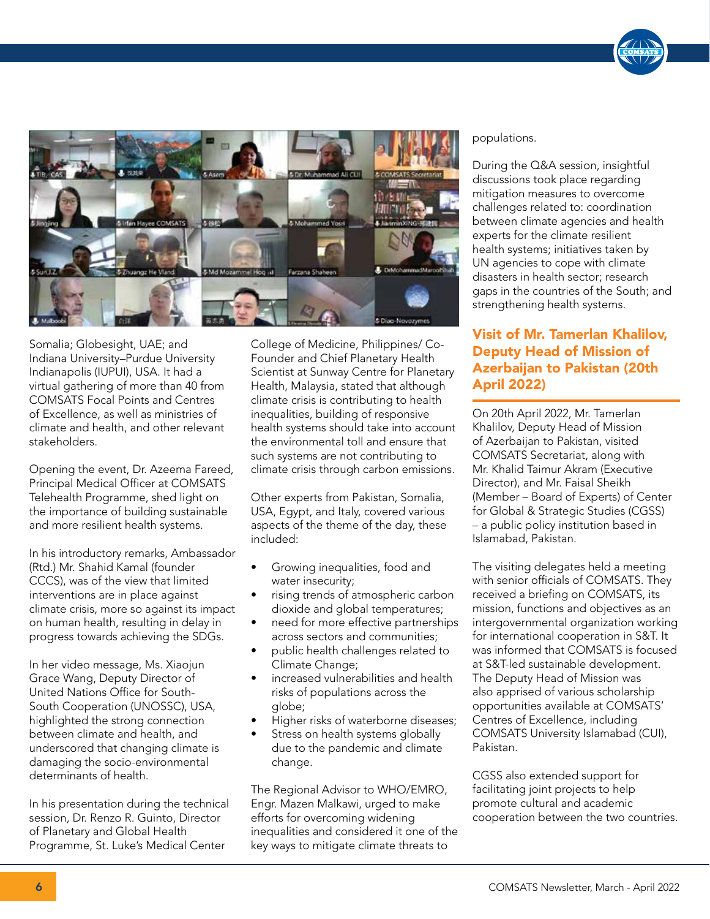Somalia; Globesight, UAE; and Indiana University–Purdue University Indianapolis (IUPUI), USA. It had a virtual gathering of more than 40 from COMSATS Focal Points and Centres of Excellence, as well as ministries of climate and health, and other relevant stakeholders.

Opening the event, Dr. Azeema Fareed, Principal Medical Officer at COMSATS Telehealth Programme, shed light on the importance of building sustainable and more resilient health systems.

In his introductory remarks, Ambassador (Rtd.) Mr. Shahid Kamal (founder CCCS), was of the view that limited interventions are in place against climate crisis, more so against its impact on human health, resulting in delay in progress towards achieving the SDGs.

In her video message, Ms. Xiaojun Grace Wang, Deputy Director of United Nations Office for South-South Cooperation (UNOSSC), USA, highlighted the strong connection between climate and health, and underscored that changing climate is damaging the socio-environmental determinants of health.

In his presentation during the technical session, Dr. Renzo R. Guinto, Director of Planetary and Global Health Programme, St. Luke's Medical Center College of Medicine, Philippines/ Co-Founder and Chief Planetary Health Scientist at Sunway Centre for Planetary Health, Malaysia, stated that although climate crisis is contributing to health inequalities, building of responsive health systems should take into account the environmental toll and ensure that such systems are not contributing to climate crisis through carbon emissions.

Other experts from Pakistan, Somalia, USA, Egypt, and Italy, covered various aspects of the theme of the day, these included:

- Growing inequalities, food and water insecurity;
- rising trends of atmospheric carbon dioxide and global temperatures;
- need for more effective partnerships across sectors and communities;
- public health challenges related to Climate Change;
- increased vulnerabilities and health risks of populations across the globe;
- Higher risks of waterborne diseases;
- Stress on health systems globally due to the pandemic and climate change.

The Regional Advisor to WHO/EMRO, Engr. Mazen Malkawi, urged to make efforts for overcoming widening inequalities and considered it one of the key ways to mitigate climate threats to populations.

During the Q&A session, insightful discussions took place regarding mitigation measures to overcome challenges related to: coordination between climate agencies and health experts for the climate resilient health systems; initiatives taken by UN agencies to cope with climate disasters in health sector; research gaps in the countries of the South; and strengthening health systems.

## Visit of Mr. Tamerlan Khalilov, Deputy Head of Mission of Azerbaijan to Pakistan (20th April 2022)

On 20th April 2022, Mr. Tamerlan Khalilov, Deputy Head of Mission of Azerbaijan to Pakistan, visited COMSATS Secretariat, along with Mr. Khalid Taimur Akram (Executive Director), and Mr. Faisal Sheikh (Member – Board of Experts) of Center for Global & Strategic Studies (CGSS) – a public policy institution based in Islamabad, Pakistan.

The visiting delegates held a meeting with senior officials of COMSATS. They received a briefing on COMSATS, its mission, functions and objectives as an intergovernmental organization working for international cooperation in S&T. It was informed that COMSATS is focused at S&T-led sustainable development. The Deputy Head of Mission was also apprised of various scholarship opportunities available at COMSATS' Centres of Excellence, including COMSATS University Islamabad (CUI), Pakistan.

CGSS also extended support for facilitating joint projects to help promote cultural and academic cooperation between the two countries.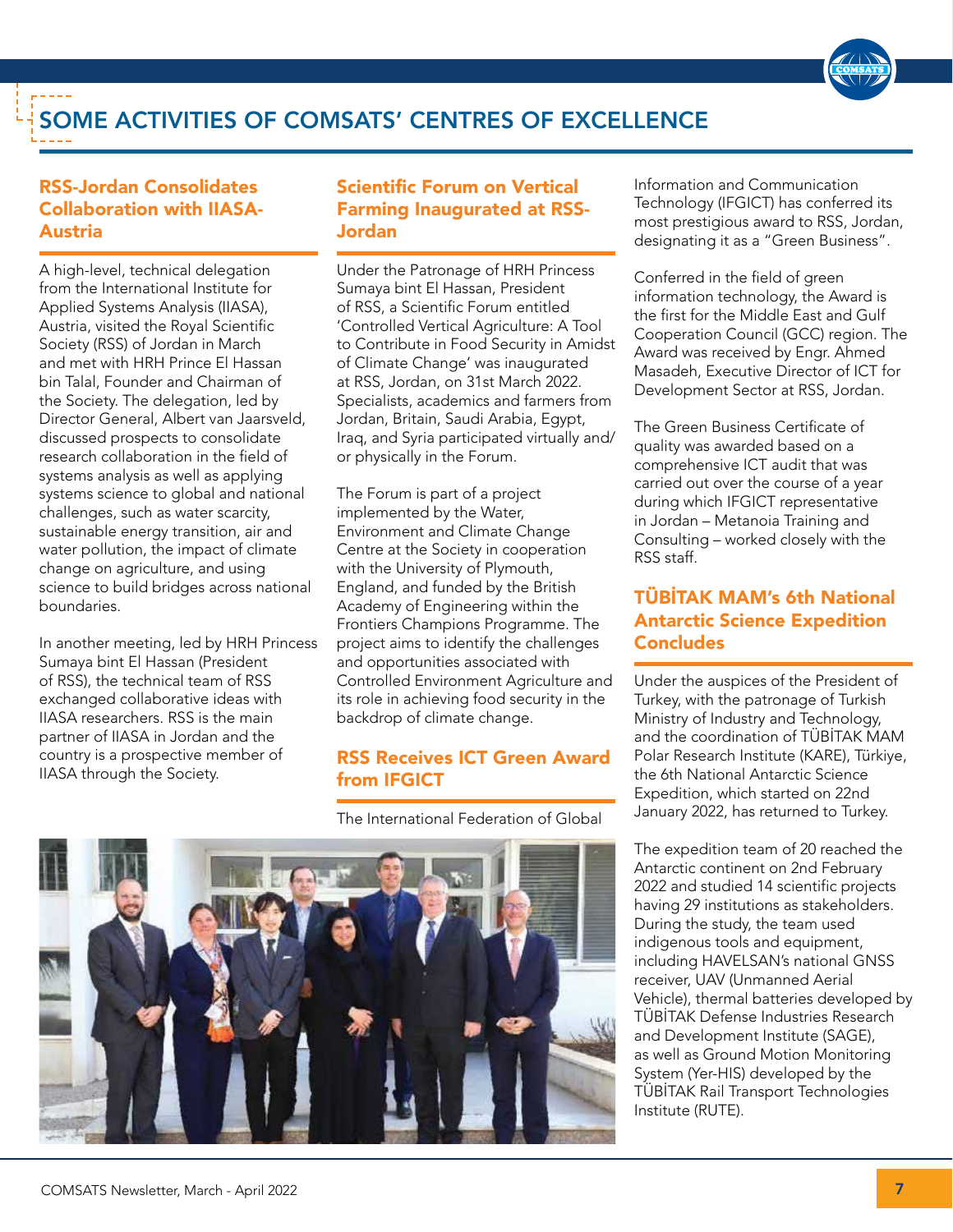# SOME ACTIVITIES OF COMSATS' CENTRES OF EXCELLENCE

## RSS-Jordan Consolidates Collaboration with IIASA-Austria

A high-level, technical delegation from the International Institute for Applied Systems Analysis (IIASA), Austria, visited the Royal Scientific Society (RSS) of Jordan in March and met with HRH Prince El Hassan bin Talal, Founder and Chairman of the Society. The delegation, led by Director General, Albert van Jaarsveld, discussed prospects to consolidate research collaboration in the field of systems analysis as well as applying systems science to global and national challenges, such as water scarcity, sustainable energy transition, air and water pollution, the impact of climate change on agriculture, and using science to build bridges across national boundaries.

In another meeting, led by HRH Princess Sumaya bint El Hassan (President of RSS), the technical team of RSS exchanged collaborative ideas with IIASA researchers. RSS is the main partner of IIASA in Jordan and the country is a prospective member of IIASA through the Society.

## Scientific Forum on Vertical Farming Inaugurated at RSS-Jordan

Under the Patronage of HRH Princess Sumaya bint El Hassan, President of RSS, a Scientific Forum entitled 'Controlled Vertical Agriculture: A Tool to Contribute in Food Security in Amidst of Climate Change' was inaugurated at RSS, Jordan, on 31st March 2022. Specialists, academics and farmers from Jordan, Britain, Saudi Arabia, Egypt, Iraq, and Syria participated virtually and/or physically in the Forum.

The Forum is part of a project implemented by the Water, Environment and Climate Change Centre at the Society in cooperation with the University of Plymouth, England, and funded by the British Academy of Engineering within the Frontiers Champions Programme. The project aims to identify the challenges and opportunities associated with Controlled Environment Agriculture and its role in achieving food security in the backdrop of climate change.

## RSS Receives ICT Green Award from IFGICT

The International Federation of Global Information and Communication Technology (IFGICT) has conferred its most prestigious award to RSS, Jordan, designating it as a "Green Business".

Conferred in the field of green information technology, the Award is the first for the Middle East and Gulf Cooperation Council (GCC) region. The Award was received by Engr. Ahmed Masadeh, Executive Director of ICT for Development Sector at RSS, Jordan.

The Green Business Certificate of quality was awarded based on a comprehensive ICT audit that was carried out over the course of a year during which IFGICT representative in Jordan – Metanoia Training and Consulting – worked closely with the RSS staff.

## TÜBİTAK MAM's 6th National Antarctic Science Expedition Concludes

Under the auspices of the President of Turkey, with the patronage of Turkish Ministry of Industry and Technology, and the coordination of TÜBİTAK MAM Polar Research Institute (KARE), Türkiye, the 6th National Antarctic Science Expedition, which started on 22nd January 2022, has returned to Turkey.

The expedition team of 20 reached the Antarctic continent on 2nd February 2022 and studied 14 scientific projects having 29 institutions as stakeholders. During the study, the team used indigenous tools and equipment, including HAVELSAN's national GNSS receiver, UAV (Unmanned Aerial Vehicle), thermal batteries developed by TÜBİTAK Defense Industries Research and Development Institute (SAGE), as well as Ground Motion Monitoring System (Yer-HIS) developed by the TÜBİTAK Rail Transport Technologies Institute (RUTE).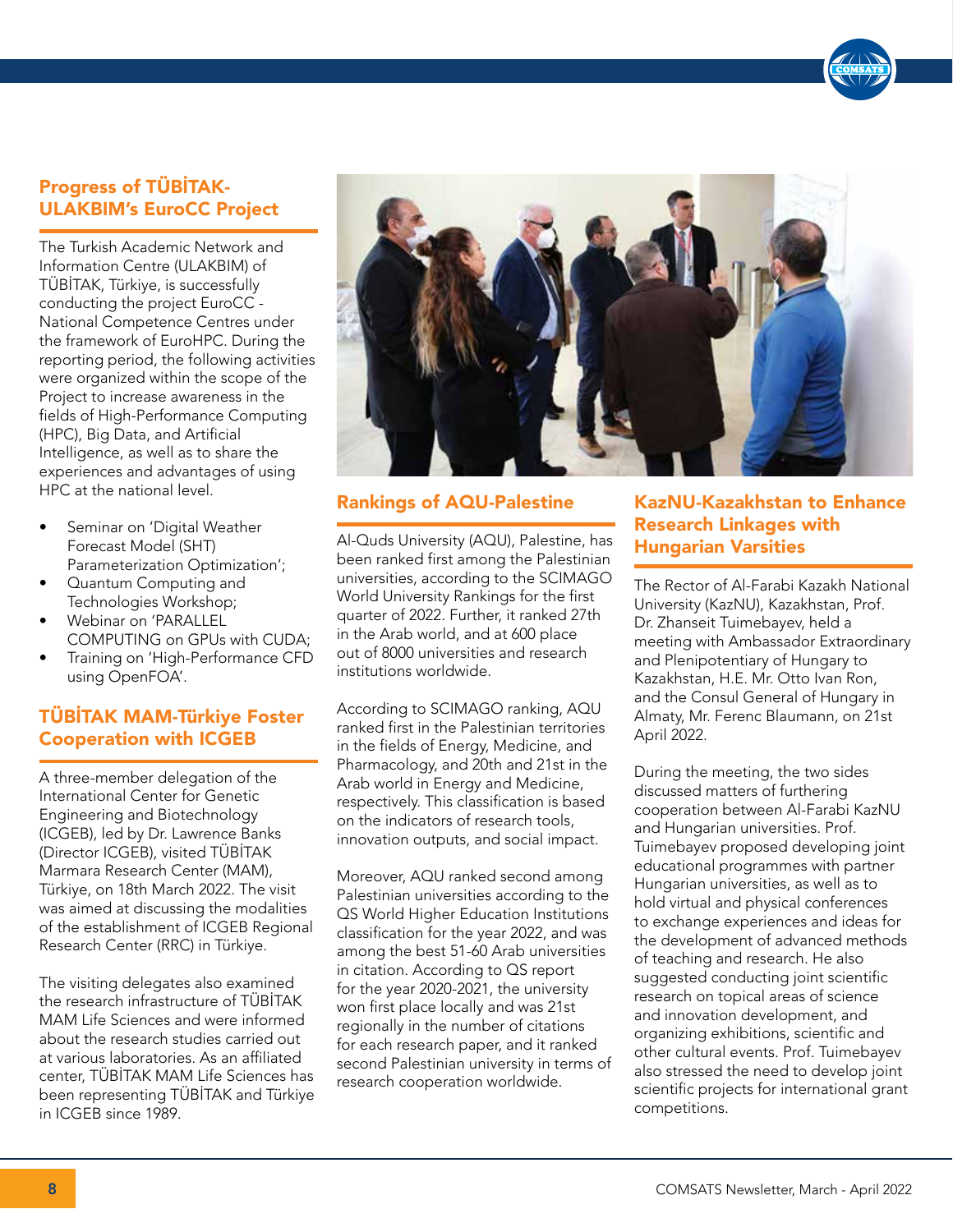## Progress of TÜBİTAK-ULAKBIM's EuroCC Project

The Turkish Academic Network and Information Centre (ULAKBIM) of TÜBİTAK, Türkiye, is successfully conducting the project EuroCC - National Competence Centres under the framework of EuroHPC. During the reporting period, the following activities were organized within the scope of the Project to increase awareness in the fields of High-Performance Computing (HPC), Big Data, and Artificial Intelligence, as well as to share the experiences and advantages of using HPC at the national level.

- Seminar on 'Digital Weather Forecast Model (SHT) Parameterization Optimization';
- Quantum Computing and Technologies Workshop;
- Webinar on 'PARALLEL COMPUTING on GPUs with CUDA;
- Training on 'High-Performance CFD using OpenFOA'.

## TÜBİTAK MAM-Türkiye Foster Cooperation with ICGEB

A three-member delegation of the International Center for Genetic Engineering and Biotechnology (ICGEB), led by Dr. Lawrence Banks (Director ICGEB), visited TÜBİTAK Marmara Research Center (MAM), Türkiye, on 18th March 2022. The visit was aimed at discussing the modalities of the establishment of ICGEB Regional Research Center (RRC) in Türkiye.

The visiting delegates also examined the research infrastructure of TÜBİTAK MAM Life Sciences and were informed about the research studies carried out at various laboratories. As an affiliated center, TÜBİTAK MAM Life Sciences has been representing TÜBİTAK and Türkiye in ICGEB since 1989.

## Rankings of AQU-Palestine

Al-Quds University (AQU), Palestine, has been ranked first among the Palestinian universities, according to the SCIMAGO World University Rankings for the first quarter of 2022. Further, it ranked 27th in the Arab world, and at 600 place out of 8000 universities and research institutions worldwide.

According to SCIMAGO ranking, AQU ranked first in the Palestinian territories in the fields of Energy, Medicine, and Pharmacology, and 20th and 21st in the Arab world in Energy and Medicine, respectively. This classification is based on the indicators of research tools, innovation outputs, and social impact.

Moreover, AQU ranked second among Palestinian universities according to the QS World Higher Education Institutions classification for the year 2022, and was among the best 51-60 Arab universities in citation. According to QS report for the year 2020-2021, the university won first place locally and was 21st regionally in the number of citations for each research paper, and it ranked second Palestinian university in terms of research cooperation worldwide.

## KazNU-Kazakhstan to Enhance Research Linkages with Hungarian Varsities

The Rector of Al-Farabi Kazakh National University (KazNU), Kazakhstan, Prof. Dr. Zhanseit Tuimebayev, held a meeting with Ambassador Extraordinary and Plenipotentiary of Hungary to Kazakhstan, H.E. Mr. Otto Ivan Ron, and the Consul General of Hungary in Almaty, Mr. Ferenc Blaumann, on 21st April 2022.

During the meeting, the two sides discussed matters of furthering cooperation between Al-Farabi KazNU and Hungarian universities. Prof. Tuimebayev proposed developing joint educational programmes with partner Hungarian universities, as well as to hold virtual and physical conferences to exchange experiences and ideas for the development of advanced methods of teaching and research. He also suggested conducting joint scientific research on topical areas of science and innovation development, and organizing exhibitions, scientific and other cultural events. Prof. Tuimebayev also stressed the need to develop joint scientific projects for international grant competitions.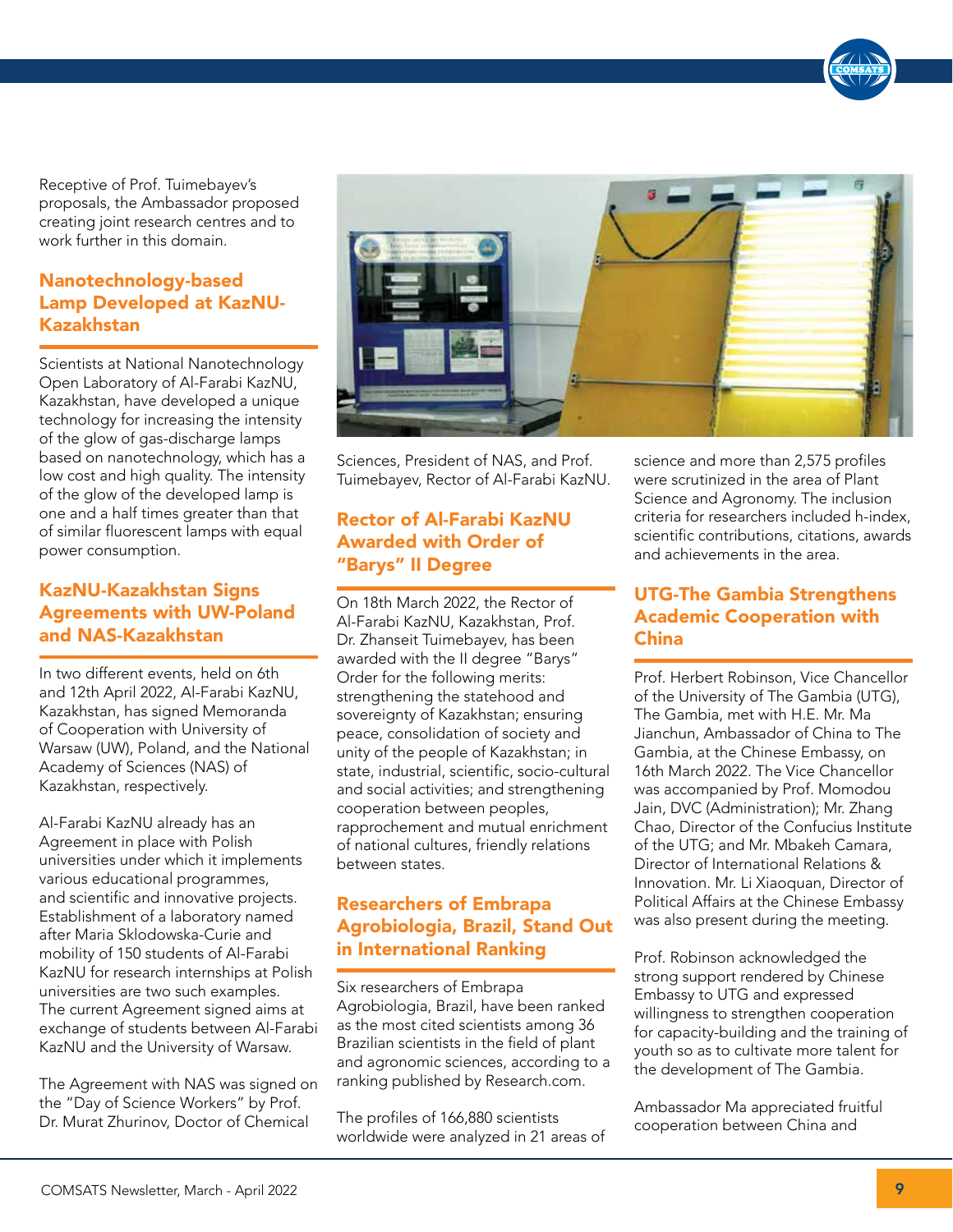Receptive of Prof. Tuimebayev's proposals, the Ambassador proposed creating joint research centres and to work further in this domain.

## Nanotechnology-based Lamp Developed at KazNU-Kazakhstan

Scientists at National Nanotechnology Open Laboratory of Al-Farabi KazNU, Kazakhstan, have developed a unique technology for increasing the intensity of the glow of gas-discharge lamps based on nanotechnology, which has a low cost and high quality. The intensity of the glow of the developed lamp is one and a half times greater than that of similar fluorescent lamps with equal power consumption.

## KazNU-Kazakhstan Signs Agreements with UW-Poland and NAS-Kazakhstan

In two different events, held on 6th and 12th April 2022, Al-Farabi KazNU, Kazakhstan, has signed Memoranda of Cooperation with University of Warsaw (UW), Poland, and the National Academy of Sciences (NAS) of Kazakhstan, respectively.

Al-Farabi KazNU already has an Agreement in place with Polish universities under which it implements various educational programmes, and scientific and innovative projects. Establishment of a laboratory named after Maria Sklodowska-Curie and mobility of 150 students of Al-Farabi KazNU for research internships at Polish universities are two such examples. The current Agreement signed aims at exchange of students between Al-Farabi KazNU and the University of Warsaw.

The Agreement with NAS was signed on the "Day of Science Workers" by Prof. Dr. Murat Zhurinov, Doctor of Chemical Sciences, President of NAS, and Prof. Tuimebayev, Rector of Al-Farabi KazNU.

## Rector of Al-Farabi KazNU Awarded with Order of "Barys" II Degree

On 18th March 2022, the Rector of Al-Farabi KazNU, Kazakhstan, Prof. Dr. Zhanseit Tuimebayev, has been awarded with the II degree "Barys" Order for the following merits: strengthening the statehood and sovereignty of Kazakhstan; ensuring peace, consolidation of society and unity of the people of Kazakhstan; in state, industrial, scientific, socio-cultural and social activities; and strengthening cooperation between peoples, rapprochement and mutual enrichment of national cultures, friendly relations between states.

## Researchers of Embrapa Agrobiologia, Brazil, Stand Out in International Ranking

Six researchers of Embrapa Agrobiologia, Brazil, have been ranked as the most cited scientists among 36 Brazilian scientists in the field of plant and agronomic sciences, according to a ranking published by Research.com.

The profiles of 166,880 scientists worldwide were analyzed in 21 areas of science and more than 2,575 profiles were scrutinized in the area of Plant Science and Agronomy. The inclusion criteria for researchers included h-index, scientific contributions, citations, awards and achievements in the area.

## UTG-The Gambia Strengthens Academic Cooperation with China

Prof. Herbert Robinson, Vice Chancellor of the University of The Gambia (UTG), The Gambia, met with H.E. Mr. Ma Jianchun, Ambassador of China to The Gambia, at the Chinese Embassy, on 16th March 2022. The Vice Chancellor was accompanied by Prof. Momodou Jain, DVC (Administration); Mr. Zhang Chao, Director of the Confucius Institute of the UTG; and Mr. Mbakeh Camara, Director of International Relations & Innovation. Mr. Li Xiaoquan, Director of Political Affairs at the Chinese Embassy was also present during the meeting.

Prof. Robinson acknowledged the strong support rendered by Chinese Embassy to UTG and expressed willingness to strengthen cooperation for capacity-building and the training of youth so as to cultivate more talent for the development of The Gambia.

Ambassador Ma appreciated fruitful cooperation between China and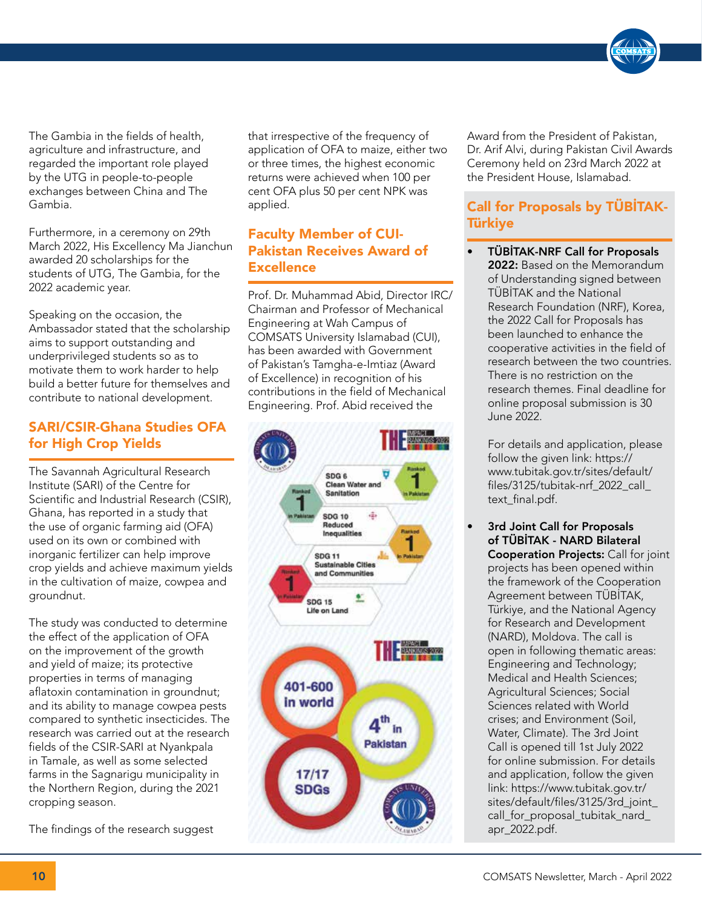The Gambia in the fields of health, agriculture and infrastructure, and regarded the important role played by the UTG in people-to-people exchanges between China and The Gambia.

Furthermore, in a ceremony on 29th March 2022, His Excellency Ma Jianchun awarded 20 scholarships for the students of UTG, The Gambia, for the 2022 academic year.

Speaking on the occasion, the Ambassador stated that the scholarship aims to support outstanding and underprivileged students so as to motivate them to work harder to help build a better future for themselves and contribute to national development.

## SARI/CSIR-Ghana Studies OFA for High Crop Yields

The Savannah Agricultural Research Institute (SARI) of the Centre for Scientific and Industrial Research (CSIR), Ghana, has reported in a study that the use of organic farming aid (OFA) used on its own or combined with inorganic fertilizer can help improve crop yields and achieve maximum yields in the cultivation of maize, cowpea and groundnut.

The study was conducted to determine the effect of the application of OFA on the improvement of the growth and yield of maize; its protective properties in terms of managing aflatoxin contamination in groundnut; and its ability to manage cowpea pests compared to synthetic insecticides. The research was carried out at the research fields of the CSIR-SARI at Nyankpala in Tamale, as well as some selected farms in the Sagnarigu municipality in the Northern Region, during the 2021 cropping season.

The findings of the research suggest that irrespective of the frequency of application of OFA to maize, either two or three times, the highest economic returns were achieved when 100 per cent OFA plus 50 per cent NPK was applied.

## Faculty Member of CUI-Pakistan Receives Award of Excellence

Prof. Dr. Muhammad Abid, Director IRC/ Chairman and Professor of Mechanical Engineering at Wah Campus of COMSATS University Islamabad (CUI), has been awarded with Government of Pakistan's Tamgha-e-Imtiaz (Award of Excellence) in recognition of his contributions in the field of Mechanical Engineering. Prof. Abid received the Award from the President of Pakistan, Dr. Arif Alvi, during Pakistan Civil Awards Ceremony held on 23rd March 2022 at the President House, Islamabad.

## Call for Proposals by TÜBİTAK-Türkiye

- **TÜBİTAK-NRF Call for Proposals 2022:** Based on the Memorandum of Understanding signed between TÜBİTAK and the National Research Foundation (NRF), Korea, the 2022 Call for Proposals has been launched to enhance the cooperative activities in the field of research between the two countries. There is no restriction on the research themes. Final deadline for online proposal submission is 30 June 2022.

  For details and application, please follow the given link: https://www.tubitak.gov.tr/sites/default/files/3125/tubitak-nrf_2022_call_text_final.pdf.

- **3rd Joint Call for Proposals of TÜBİTAK - NARD Bilateral Cooperation Projects:** Call for joint projects has been opened within the framework of the Cooperation Agreement between TÜBİTAK, Türkiye, and the National Agency for Research and Development (NARD), Moldova. The call is open in following thematic areas: Engineering and Technology; Medical and Health Sciences; Agricultural Sciences; Social Sciences related with World crises; and Environment (Soil, Water, Climate). The 3rd Joint Call is opened till 1st July 2022 for online submission. For details and application, follow the given link: https://www.tubitak.gov.tr/sites/default/files/3125/3rd_joint_call_for_proposal_tubitak_nard_apr_2022.pdf.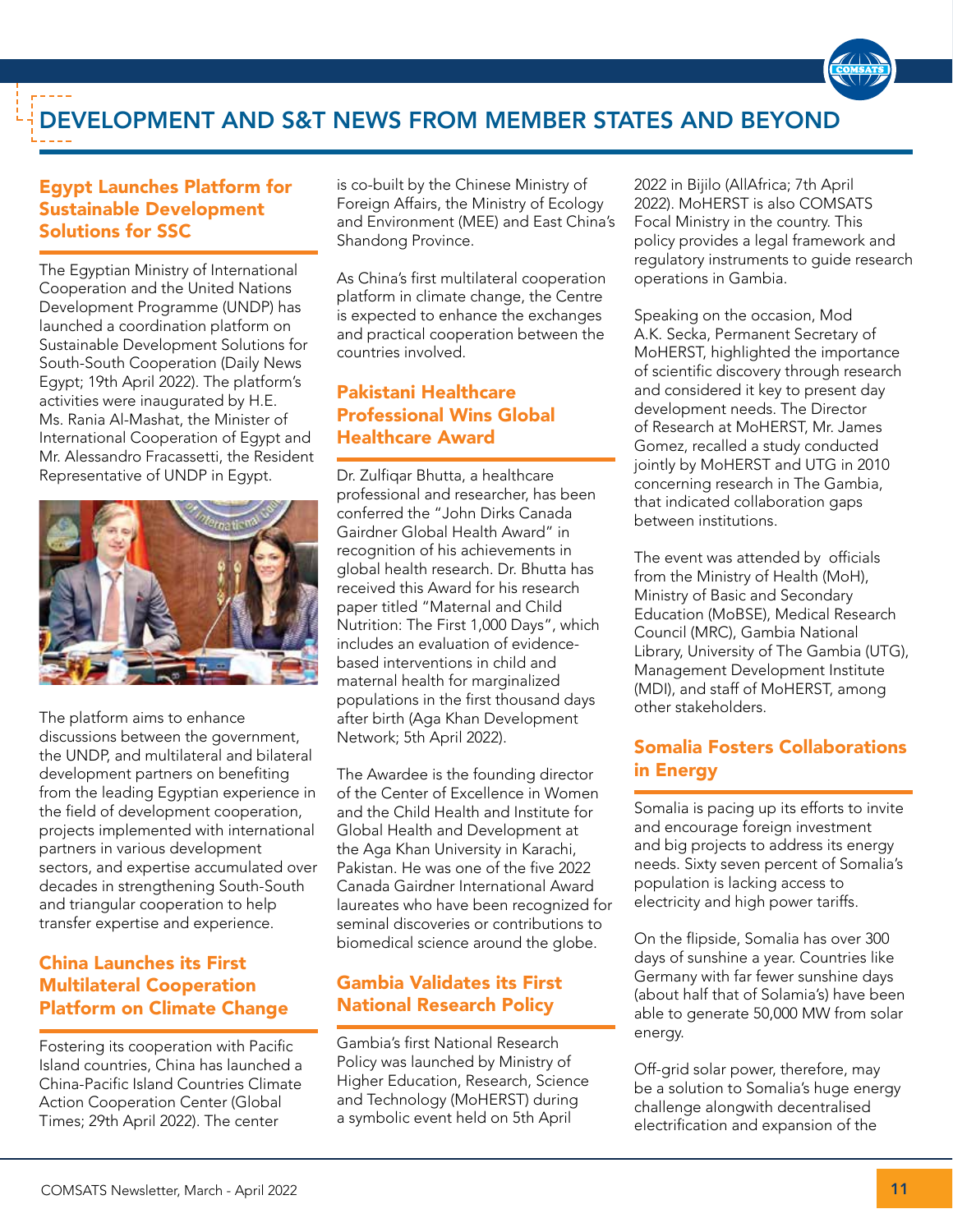# DEVELOPMENT AND S&T NEWS FROM MEMBER STATES AND BEYOND

## Egypt Launches Platform for Sustainable Development Solutions for SSC

The Egyptian Ministry of International Cooperation and the United Nations Development Programme (UNDP) has launched a coordination platform on Sustainable Development Solutions for South-South Cooperation (Daily News Egypt; 19th April 2022). The platform's activities were inaugurated by H.E. Ms. Rania Al-Mashat, the Minister of International Cooperation of Egypt and Mr. Alessandro Fracassetti, the Resident Representative of UNDP in Egypt.

The platform aims to enhance discussions between the government, the UNDP, and multilateral and bilateral development partners on benefiting from the leading Egyptian experience in the field of development cooperation, projects implemented with international partners in various development sectors, and expertise accumulated over decades in strengthening South-South and triangular cooperation to help transfer expertise and experience.

## China Launches its First Multilateral Cooperation Platform on Climate Change

Fostering its cooperation with Pacific Island countries, China has launched a China-Pacific Island Countries Climate Action Cooperation Center (Global Times; 29th April 2022). The center is co-built by the Chinese Ministry of Foreign Affairs, the Ministry of Ecology and Environment (MEE) and East China's Shandong Province.

As China's first multilateral cooperation platform in climate change, the Centre is expected to enhance the exchanges and practical cooperation between the countries involved.

## Pakistani Healthcare Professional Wins Global Healthcare Award

Dr. Zulfiqar Bhutta, a healthcare professional and researcher, has been conferred the "John Dirks Canada Gairdner Global Health Award" in recognition of his achievements in global health research. Dr. Bhutta has received this Award for his research paper titled "Maternal and Child Nutrition: The First 1,000 Days", which includes an evaluation of evidence-based interventions in child and maternal health for marginalized populations in the first thousand days after birth (Aga Khan Development Network; 5th April 2022).

The Awardee is the founding director of the Center of Excellence in Women and the Child Health and Institute for Global Health and Development at the Aga Khan University in Karachi, Pakistan. He was one of the five 2022 Canada Gairdner International Award laureates who have been recognized for seminal discoveries or contributions to biomedical science around the globe.

## Gambia Validates its First National Research Policy

Gambia's first National Research Policy was launched by Ministry of Higher Education, Research, Science and Technology (MoHERST) during a symbolic event held on 5th April 2022 in Bijilo (AllAfrica; 7th April 2022). MoHERST is also COMSATS Focal Ministry in the country. This policy provides a legal framework and regulatory instruments to guide research operations in Gambia.

Speaking on the occasion, Mod A.K. Secka, Permanent Secretary of MoHERST, highlighted the importance of scientific discovery through research and considered it key to present day development needs. The Director of Research at MoHERST, Mr. James Gomez, recalled a study conducted jointly by MoHERST and UTG in 2010 concerning research in The Gambia, that indicated collaboration gaps between institutions.

The event was attended by officials from the Ministry of Health (MoH), Ministry of Basic and Secondary Education (MoBSE), Medical Research Council (MRC), Gambia National Library, University of The Gambia (UTG), Management Development Institute (MDI), and staff of MoHERST, among other stakeholders.

## Somalia Fosters Collaborations in Energy

Somalia is pacing up its efforts to invite and encourage foreign investment and big projects to address its energy needs. Sixty seven percent of Somalia's population is lacking access to electricity and high power tariffs.

On the flipside, Somalia has over 300 days of sunshine a year. Countries like Germany with far fewer sunshine days (about half that of Solamia's) have been able to generate 50,000 MW from solar energy.

Off-grid solar power, therefore, may be a solution to Somalia's huge energy challenge alongwith decentralised electrification and expansion of the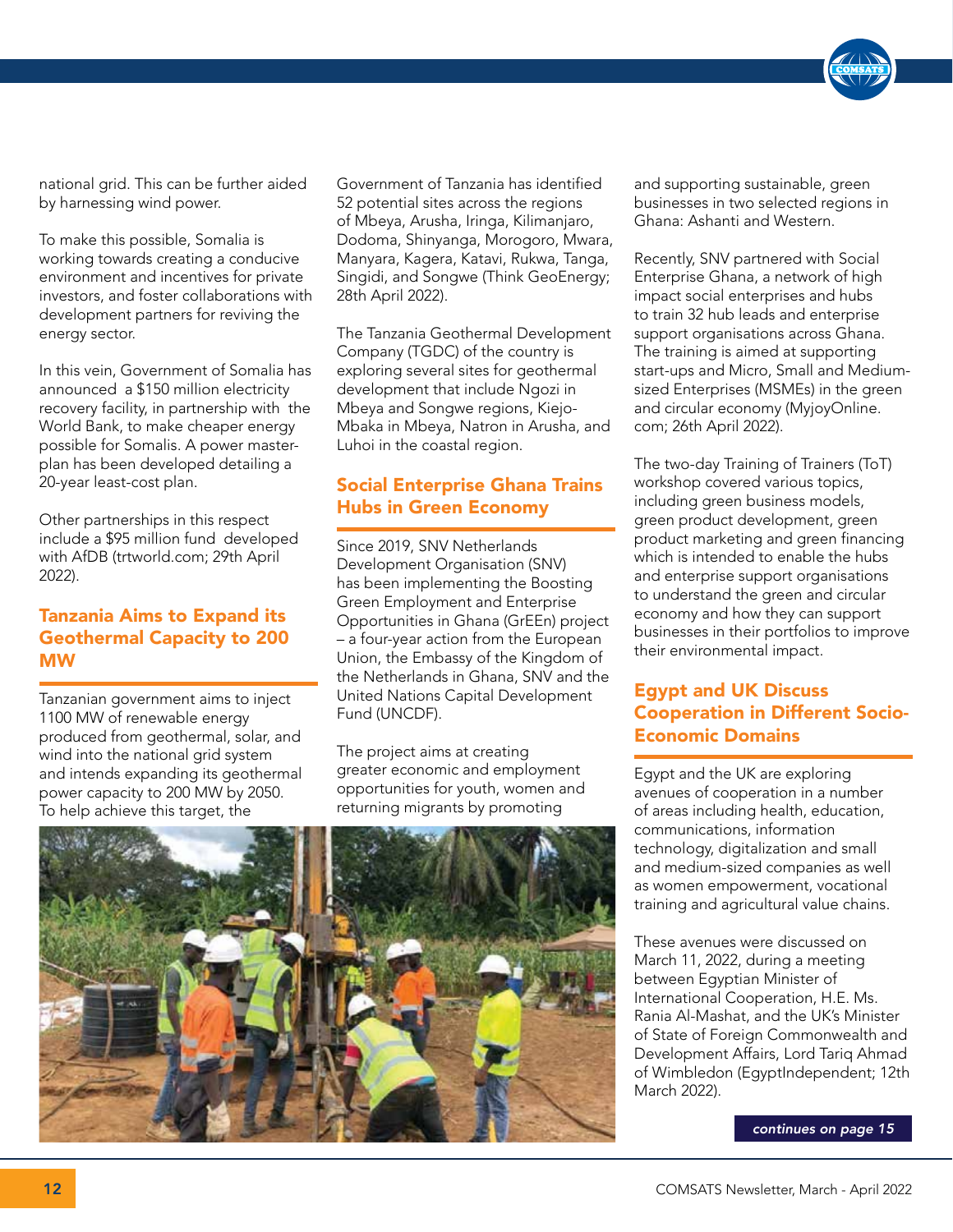national grid. This can be further aided by harnessing wind power.

To make this possible, Somalia is working towards creating a conducive environment and incentives for private investors, and foster collaborations with development partners for reviving the energy sector.

In this vein, Government of Somalia has announced a $150 million electricity recovery facility, in partnership with the World Bank, to make cheaper energy possible for Somalis. A power master-plan has been developed detailing a 20-year least-cost plan.

Other partnerships in this respect include a $95 million fund developed with AfDB (trtworld.com; 29th April 2022).

## Tanzania Aims to Expand its Geothermal Capacity to 200 MW

Tanzanian government aims to inject 1100 MW of renewable energy produced from geothermal, solar, and wind into the national grid system and intends expanding its geothermal power capacity to 200 MW by 2050. To help achieve this target, the Government of Tanzania has identified 52 potential sites across the regions of Mbeya, Arusha, Iringa, Kilimanjaro, Dodoma, Shinyanga, Morogoro, Mwara, Manyara, Kagera, Katavi, Rukwa, Tanga, Singidi, and Songwe (Think GeoEnergy; 28th April 2022).

The Tanzania Geothermal Development Company (TGDC) of the country is exploring several sites for geothermal development that include Ngozi in Mbeya and Songwe regions, Kiejo-Mbaka in Mbeya, Natron in Arusha, and Luhoi in the coastal region.

## Social Enterprise Ghana Trains Hubs in Green Economy

Since 2019, SNV Netherlands Development Organisation (SNV) has been implementing the Boosting Green Employment and Enterprise Opportunities in Ghana (GrEEn) project – a four-year action from the European Union, the Embassy of the Kingdom of the Netherlands in Ghana, SNV and the United Nations Capital Development Fund (UNCDF).

The project aims at creating greater economic and employment opportunities for youth, women and returning migrants by promoting and supporting sustainable, green businesses in two selected regions in Ghana: Ashanti and Western.

Recently, SNV partnered with Social Enterprise Ghana, a network of high impact social enterprises and hubs to train 32 hub leads and enterprise support organisations across Ghana. The training is aimed at supporting start-ups and Micro, Small and Medium-sized Enterprises (MSMEs) in the green and circular economy (MyjoyOnline.com; 26th April 2022).

The two-day Training of Trainers (ToT) workshop covered various topics, including green business models, green product development, green product marketing and green financing which is intended to enable the hubs and enterprise support organisations to understand the green and circular economy and how they can support businesses in their portfolios to improve their environmental impact.

## Egypt and UK Discuss Cooperation in Different Socio-Economic Domains

Egypt and the UK are exploring avenues of cooperation in a number of areas including health, education, communications, information technology, digitalization and small and medium-sized companies as well as women empowerment, vocational training and agricultural value chains.

These avenues were discussed on March 11, 2022, during a meeting between Egyptian Minister of International Cooperation, H.E. Ms. Rania Al-Mashat, and the UK's Minister of State of Foreign Commonwealth and Development Affairs, Lord Tariq Ahmad of Wimbledon (EgyptIndependent; 12th March 2022).

*continues on page 15*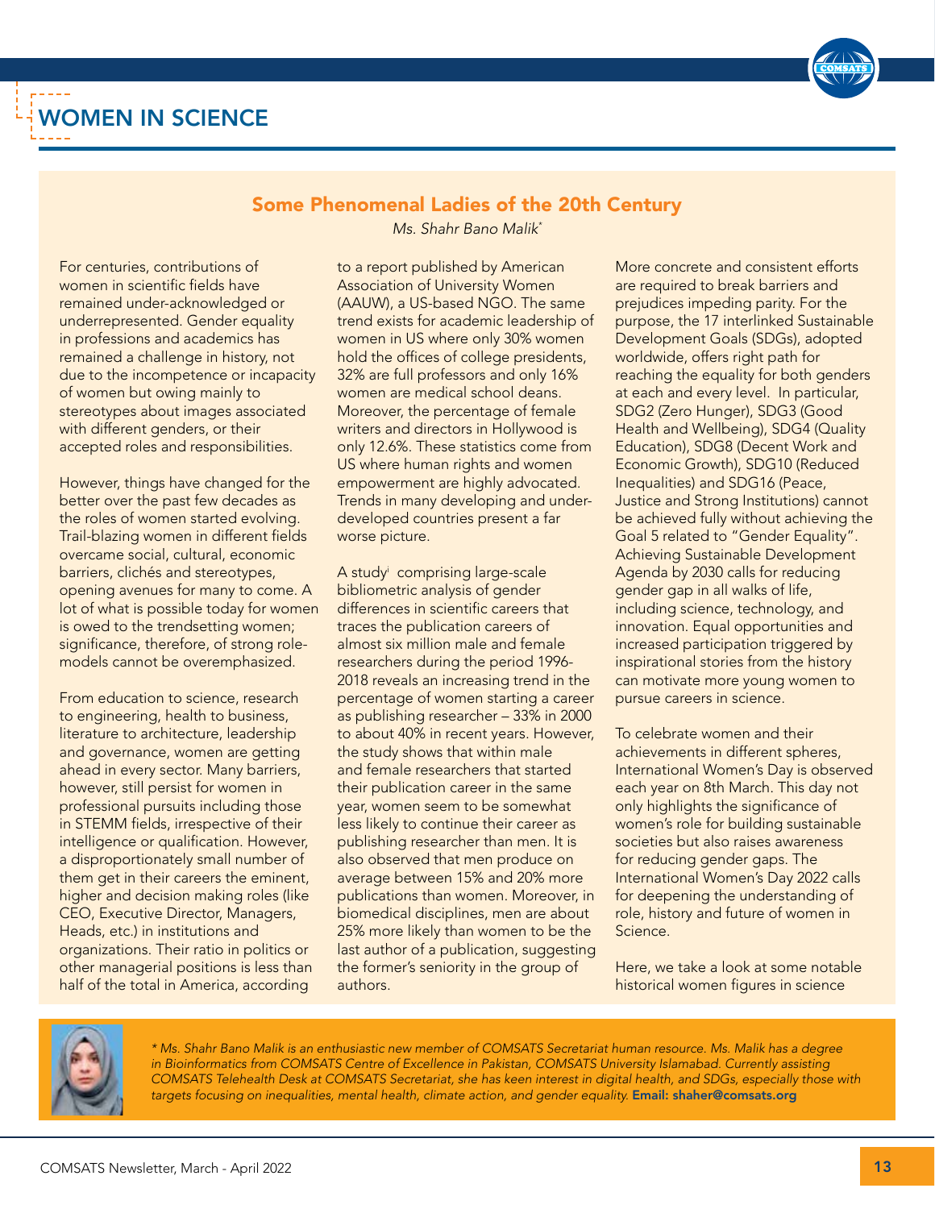# WOMEN IN SCIENCE

## Some Phenomenal Ladies of the 20th Century

*Ms. Shahr Bano Malik**

For centuries, contributions of women in scientific fields have remained under-acknowledged or underrepresented. Gender equality in professions and academics has remained a challenge in history, not due to the incompetence or incapacity of women but owing mainly to stereotypes about images associated with different genders, or their accepted roles and responsibilities.

However, things have changed for the better over the past few decades as the roles of women started evolving. Trail-blazing women in different fields overcame social, cultural, economic barriers, clichés and stereotypes, opening avenues for many to come. A lot of what is possible today for women is owed to the trendsetting women; significance, therefore, of strong role-models cannot be overemphasized.

From education to science, research to engineering, health to business, literature to architecture, leadership and governance, women are getting ahead in every sector. Many barriers, however, still persist for women in professional pursuits including those in STEMM fields, irrespective of their intelligence or qualification. However, a disproportionately small number of them get in their careers the eminent, higher and decision making roles (like CEO, Executive Director, Managers, Heads, etc.) in institutions and organizations. Their ratio in politics or other managerial positions is less than half of the total in America, according to a report published by American Association of University Women (AAUW), a US-based NGO. The same trend exists for academic leadership of women in US where only 30% women hold the offices of college presidents, 32% are full professors and only 16% women are medical school deans. Moreover, the percentage of female writers and directors in Hollywood is only 12.6%. These statistics come from US where human rights and women empowerment are highly advocated. Trends in many developing and under-developed countries present a far worse picture.

A study[i] comprising large-scale bibliometric analysis of gender differences in scientific careers that traces the publication careers of almost six million male and female researchers during the period 1996-2018 reveals an increasing trend in the percentage of women starting a career as publishing researcher – 33% in 2000 to about 40% in recent years. However, the study shows that within male and female researchers that started their publication career in the same year, women seem to be somewhat less likely to continue their career as publishing researcher than men. It is also observed that men produce on average between 15% and 20% more publications than women. Moreover, in biomedical disciplines, men are about 25% more likely than women to be the last author of a publication, suggesting the former's seniority in the group of authors.

More concrete and consistent efforts are required to break barriers and prejudices impeding parity. For the purpose, the 17 interlinked Sustainable Development Goals (SDGs), adopted worldwide, offers right path for reaching the equality for both genders at each and every level. In particular, SDG2 (Zero Hunger), SDG3 (Good Health and Wellbeing), SDG4 (Quality Education), SDG8 (Decent Work and Economic Growth), SDG10 (Reduced Inequalities) and SDG16 (Peace, Justice and Strong Institutions) cannot be achieved fully without achieving the Goal 5 related to "Gender Equality". Achieving Sustainable Development Agenda by 2030 calls for reducing gender gap in all walks of life, including science, technology, and innovation. Equal opportunities and increased participation triggered by inspirational stories from the history can motivate more young women to pursue careers in science.

To celebrate women and their achievements in different spheres, International Women's Day is observed each year on 8th March. This day not only highlights the significance of women's role for building sustainable societies but also raises awareness for reducing gender gaps. The International Women's Day 2022 calls for deepening the understanding of role, history and future of women in Science.

Here, we take a look at some notable historical women figures in science

*\* Ms. Shahr Bano Malik is an enthusiastic new member of COMSATS Secretariat human resource. Ms. Malik has a degree in Bioinformatics from COMSATS Centre of Excellence in Pakistan, COMSATS University Islamabad. Currently assisting COMSATS Telehealth Desk at COMSATS Secretariat, she has keen interest in digital health, and SDGs, especially those with targets focusing on inequalities, mental health, climate action, and gender equality.* **Email: shaher@comsats.org**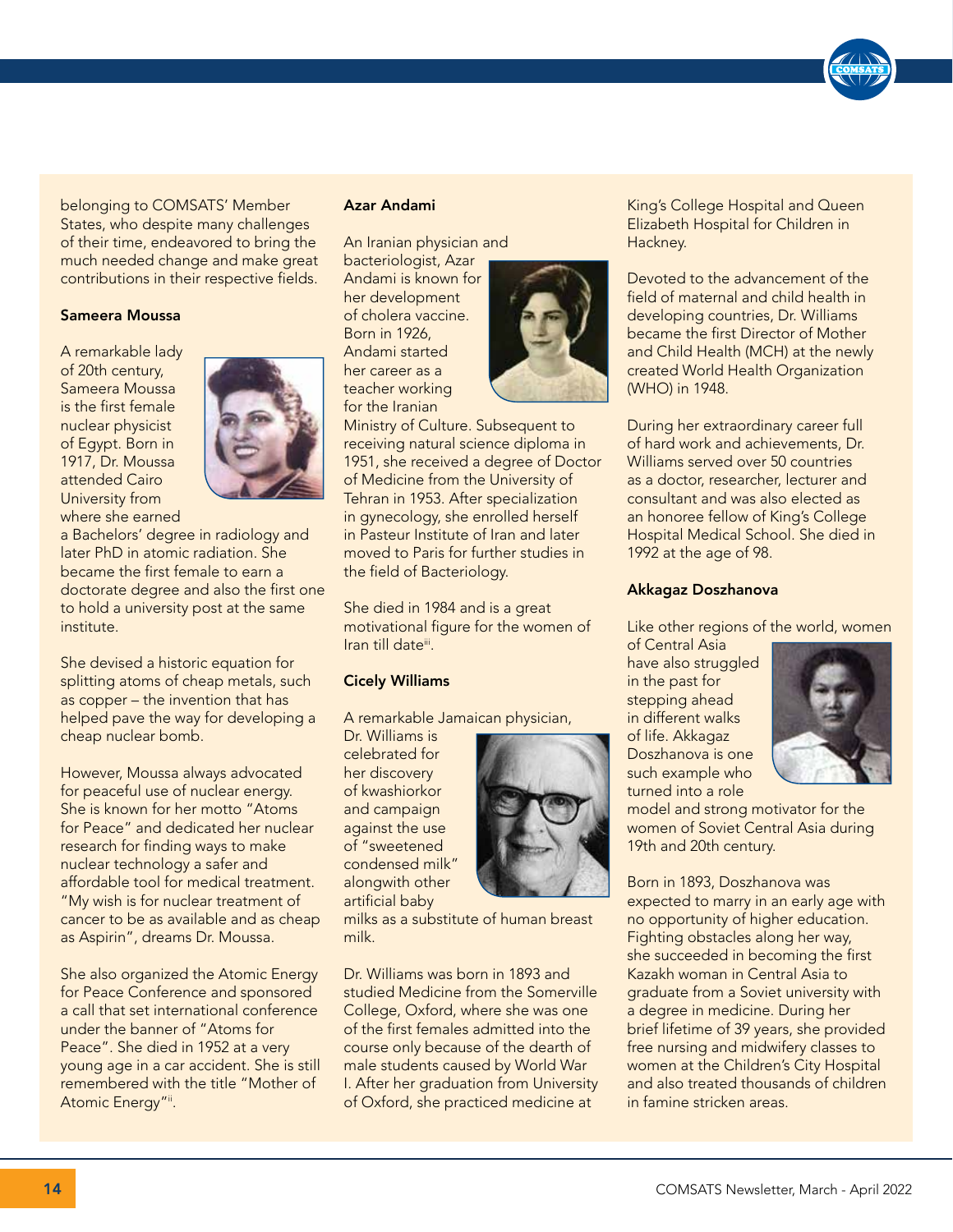belonging to COMSATS' Member States, who despite many challenges of their time, endeavored to bring the much needed change and make great contributions in their respective fields.

### Sameera Moussa

A remarkable lady of 20th century, Sameera Moussa is the first female nuclear physicist of Egypt. Born in 1917, Dr. Moussa attended Cairo University from where she earned a Bachelors' degree in radiology and later PhD in atomic radiation. She became the first female to earn a doctorate degree and also the first one to hold a university post at the same institute.

She devised a historic equation for splitting atoms of cheap metals, such as copper – the invention that has helped pave the way for developing a cheap nuclear bomb.

However, Moussa always advocated for peaceful use of nuclear energy. She is known for her motto "Atoms for Peace" and dedicated her nuclear research for finding ways to make nuclear technology a safer and affordable tool for medical treatment. "My wish is for nuclear treatment of cancer to be as available and as cheap as Aspirin", dreams Dr. Moussa.

She also organized the Atomic Energy for Peace Conference and sponsored a call that set international conference under the banner of "Atoms for Peace". She died in 1952 at a very young age in a car accident. She is still remembered with the title "Mother of Atomic Energy"[ii].

### Azar Andami

An Iranian physician and bacteriologist, Azar Andami is known for her development of cholera vaccine. Born in 1926, Andami started her career as a teacher working for the Iranian Ministry of Culture. Subsequent to receiving natural science diploma in 1951, she received a degree of Doctor of Medicine from the University of Tehran in 1953. After specialization in gynecology, she enrolled herself in Pasteur Institute of Iran and later moved to Paris for further studies in the field of Bacteriology.

She died in 1984 and is a great motivational figure for the women of Iran till date[iii].

### Cicely Williams

A remarkable Jamaican physician, Dr. Williams is celebrated for her discovery of kwashiorkor and campaign against the use of "sweetened condensed milk" alongwith other artificial baby milks as a substitute of human breast milk.

Dr. Williams was born in 1893 and studied Medicine from the Somerville College, Oxford, where she was one of the first females admitted into the course only because of the dearth of male students caused by World War I. After her graduation from University of Oxford, she practiced medicine at King's College Hospital and Queen Elizabeth Hospital for Children in Hackney.

Devoted to the advancement of the field of maternal and child health in developing countries, Dr. Williams became the first Director of Mother and Child Health (MCH) at the newly created World Health Organization (WHO) in 1948.

During her extraordinary career full of hard work and achievements, Dr. Williams served over 50 countries as a doctor, researcher, lecturer and consultant and was also elected as an honoree fellow of King's College Hospital Medical School. She died in 1992 at the age of 98.

### Akkagaz Doszhanova

Like other regions of the world, women of Central Asia have also struggled in the past for stepping ahead in different walks of life. Akkagaz Doszhanova is one such example who turned into a role model and strong motivator for the women of Soviet Central Asia during 19th and 20th century.

Born in 1893, Doszhanova was expected to marry in an early age with no opportunity of higher education. Fighting obstacles along her way, she succeeded in becoming the first Kazakh woman in Central Asia to graduate from a Soviet university with a degree in medicine. During her brief lifetime of 39 years, she provided free nursing and midwifery classes to women at the Children's City Hospital and also treated thousands of children in famine stricken areas.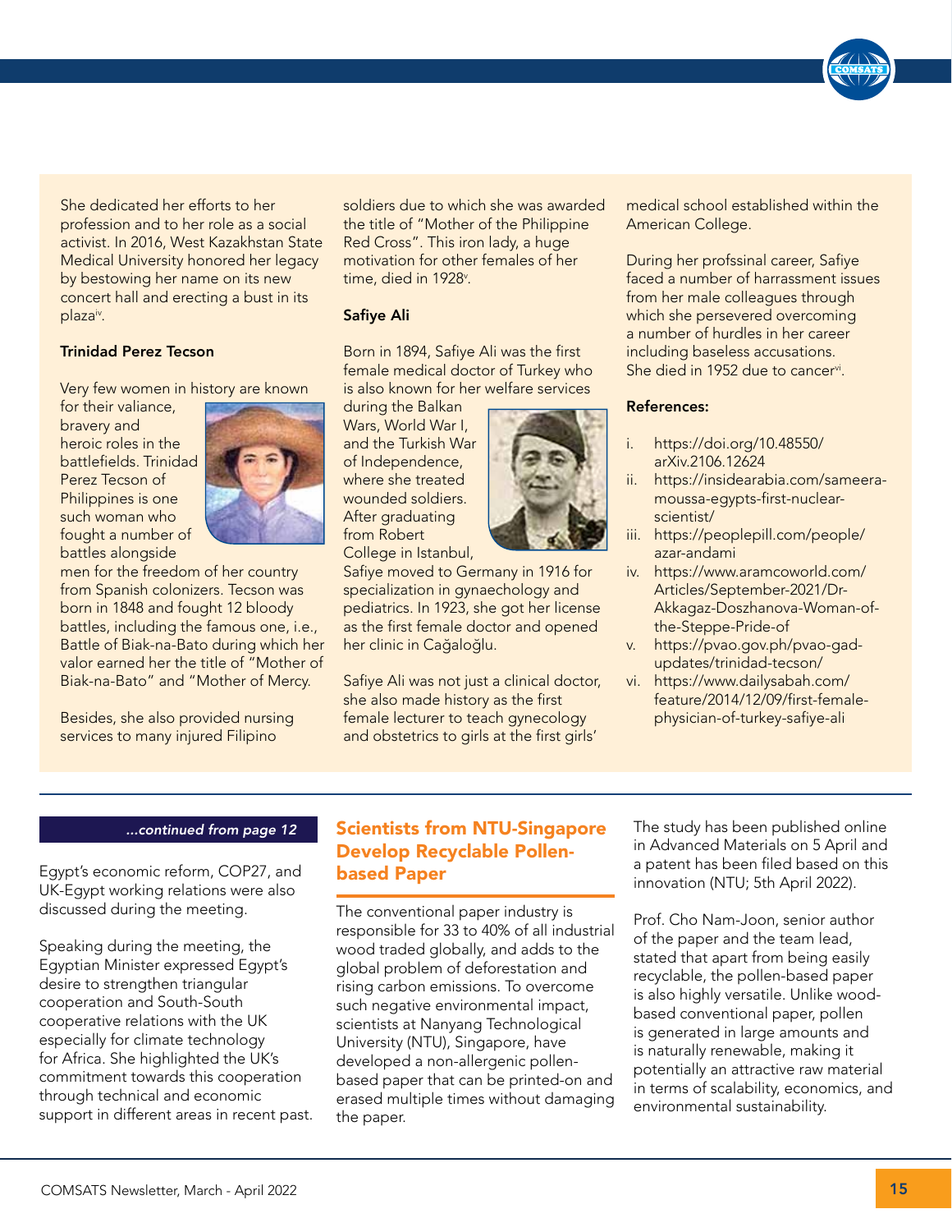She dedicated her efforts to her profession and to her role as a social activist. In 2016, West Kazakhstan State Medical University honored her legacy by bestowing her name on its new concert hall and erecting a bust in its plaza[iv].

**Trinidad Perez Tecson**

Very few women in history are known for their valiance, bravery and heroic roles in the battlefields. Trinidad Perez Tecson of Philippines is one such woman who fought a number of battles alongside men for the freedom of her country from Spanish colonizers. Tecson was born in 1848 and fought 12 bloody battles, including the famous one, i.e., Battle of Biak-na-Bato during which her valor earned her the title of "Mother of Biak-na-Bato" and "Mother of Mercy.

Besides, she also provided nursing services to many injured Filipino soldiers due to which she was awarded the title of "Mother of the Philippine Red Cross". This iron lady, a huge motivation for other females of her time, died in 1928[v].

**Safiye Ali**

Born in 1894, Safiye Ali was the first female medical doctor of Turkey who is also known for her welfare services during the Balkan Wars, World War I, and the Turkish War of Independence, where she treated wounded soldiers. After graduating from Robert College in Istanbul, Safiye moved to Germany in 1916 for specialization in gynaechology and pediatrics. In 1923, she got her license as the first female doctor and opened her clinic in Cağaloğlu.

Safiye Ali was not just a clinical doctor, she also made history as the first female lecturer to teach gynecology and obstetrics to girls at the first girls' medical school established within the American College.

During her profssinal career, Safiye faced a number of harrassment issues from her male colleagues through which she persevered overcoming a number of hurdles in her career including baseless accusations. She died in 1952 due to cancer[vi].

**References:**

i. https://doi.org/10.48550/arXiv.2106.12624
ii. https://insidearabia.com/sameera-moussa-egypts-first-nuclear-scientist/
iii. https://peoplepill.com/people/azar-andami
iv. https://www.aramcoworld.com/Articles/September-2021/Dr-Akkagaz-Doszhanova-Woman-of-the-Steppe-Pride-of
v. https://pvao.gov.ph/pvao-gad-updates/trinidad-tecson/
vi. https://www.dailysabah.com/feature/2014/12/09/first-female-physician-of-turkey-safiye-ali

---

***...continued from page 12***

Egypt's economic reform, COP27, and UK-Egypt working relations were also discussed during the meeting.

Speaking during the meeting, the Egyptian Minister expressed Egypt's desire to strengthen triangular cooperation and South-South cooperative relations with the UK especially for climate technology for Africa. She highlighted the UK's commitment towards this cooperation through technical and economic support in different areas in recent past.

## Scientists from NTU-Singapore Develop Recyclable Pollen-based Paper

The conventional paper industry is responsible for 33 to 40% of all industrial wood traded globally, and adds to the global problem of deforestation and rising carbon emissions. To overcome such negative environmental impact, scientists at Nanyang Technological University (NTU), Singapore, have developed a non-allergenic pollen-based paper that can be printed-on and erased multiple times without damaging the paper.

The study has been published online in Advanced Materials on 5 April and a patent has been filed based on this innovation (NTU; 5th April 2022).

Prof. Cho Nam-Joon, senior author of the paper and the team lead, stated that apart from being easily recyclable, the pollen-based paper is also highly versatile. Unlike wood-based conventional paper, pollen is generated in large amounts and is naturally renewable, making it potentially an attractive raw material in terms of scalability, economics, and environmental sustainability.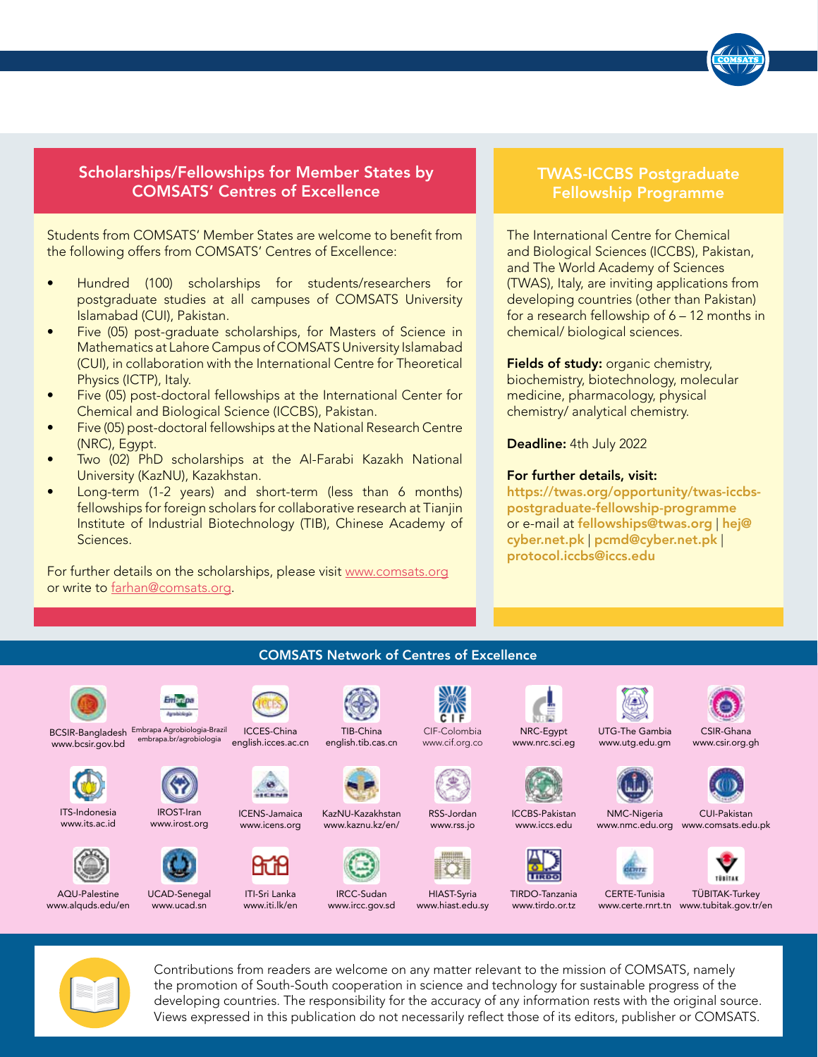## Scholarships/Fellowships for Member States by COMSATS' Centres of Excellence

Students from COMSATS' Member States are welcome to benefit from the following offers from COMSATS' Centres of Excellence:

- Hundred (100) scholarships for students/researchers for postgraduate studies at all campuses of COMSATS University Islamabad (CUI), Pakistan.
- Five (05) post-graduate scholarships, for Masters of Science in Mathematics at Lahore Campus of COMSATS University Islamabad (CUI), in collaboration with the International Centre for Theoretical Physics (ICTP), Italy.
- Five (05) post-doctoral fellowships at the International Center for Chemical and Biological Science (ICCBS), Pakistan.
- Five (05) post-doctoral fellowships at the National Research Centre (NRC), Egypt.
- Two (02) PhD scholarships at the Al-Farabi Kazakh National University (KazNU), Kazakhstan.
- Long-term (1-2 years) and short-term (less than 6 months) fellowships for foreign scholars for collaborative research at Tianjin Institute of Industrial Biotechnology (TIB), Chinese Academy of Sciences.

For further details on the scholarships, please visit www.comsats.org or write to farhan@comsats.org.

## TWAS-ICCBS Postgraduate Fellowship Programme

The International Centre for Chemical and Biological Sciences (ICCBS), Pakistan, and The World Academy of Sciences (TWAS), Italy, are inviting applications from developing countries (other than Pakistan) for a research fellowship of 6 – 12 months in chemical/ biological sciences.

**Fields of study:** organic chemistry, biochemistry, biotechnology, molecular medicine, pharmacology, physical chemistry/ analytical chemistry.

**Deadline:** 4th July 2022

**For further details, visit:**
**https://twas.org/opportunity/twas-iccbs-postgraduate-fellowship-programme**
or e-mail at **fellowships@twas.org** | **hej@cyber.net.pk** | **pcmd@cyber.net.pk** | **protocol.iccbs@iccs.edu**

## COMSATS Network of Centres of Excellence

BCSIR-Bangladesh www.bcsir.gov.bd
Embrapa Agrobiologia-Brazil embrapa.br/agrobiologia
ICCES-China english.icces.ac.cn
TIB-China english.tib.cas.cn
CIF-Colombia www.cif.org.co
NRC-Egypt www.nrc.sci.eg
UTG-The Gambia www.utg.edu.gm
CSIR-Ghana www.csir.org.gh
ITS-Indonesia www.its.ac.id
IROST-Iran www.irost.org
ICENS-Jamaica www.icens.org
KazNU-Kazakhstan www.kaznu.kz/en/
RSS-Jordan www.rss.jo
ICCBS-Pakistan www.iccs.edu
NMC-Nigeria www.nmc.edu.org
CUI-Pakistan www.comsats.edu.pk
AQU-Palestine www.alquds.edu/en
UCAD-Senegal www.ucad.sn
ITI-Sri Lanka www.iti.lk/en
IRCC-Sudan www.ircc.gov.sd
HIAST-Syria www.hiast.edu.sy
TIRDO-Tanzania www.tirdo.or.tz
CERTE-Tunisia www.certe.rnrt.tn
TÜBITAK-Turkey www.tubitak.gov.tr/en

Contributions from readers are welcome on any matter relevant to the mission of COMSATS, namely the promotion of South-South cooperation in science and technology for sustainable progress of the developing countries. The responsibility for the accuracy of any information rests with the original source. Views expressed in this publication do not necessarily reflect those of its editors, publisher or COMSATS.